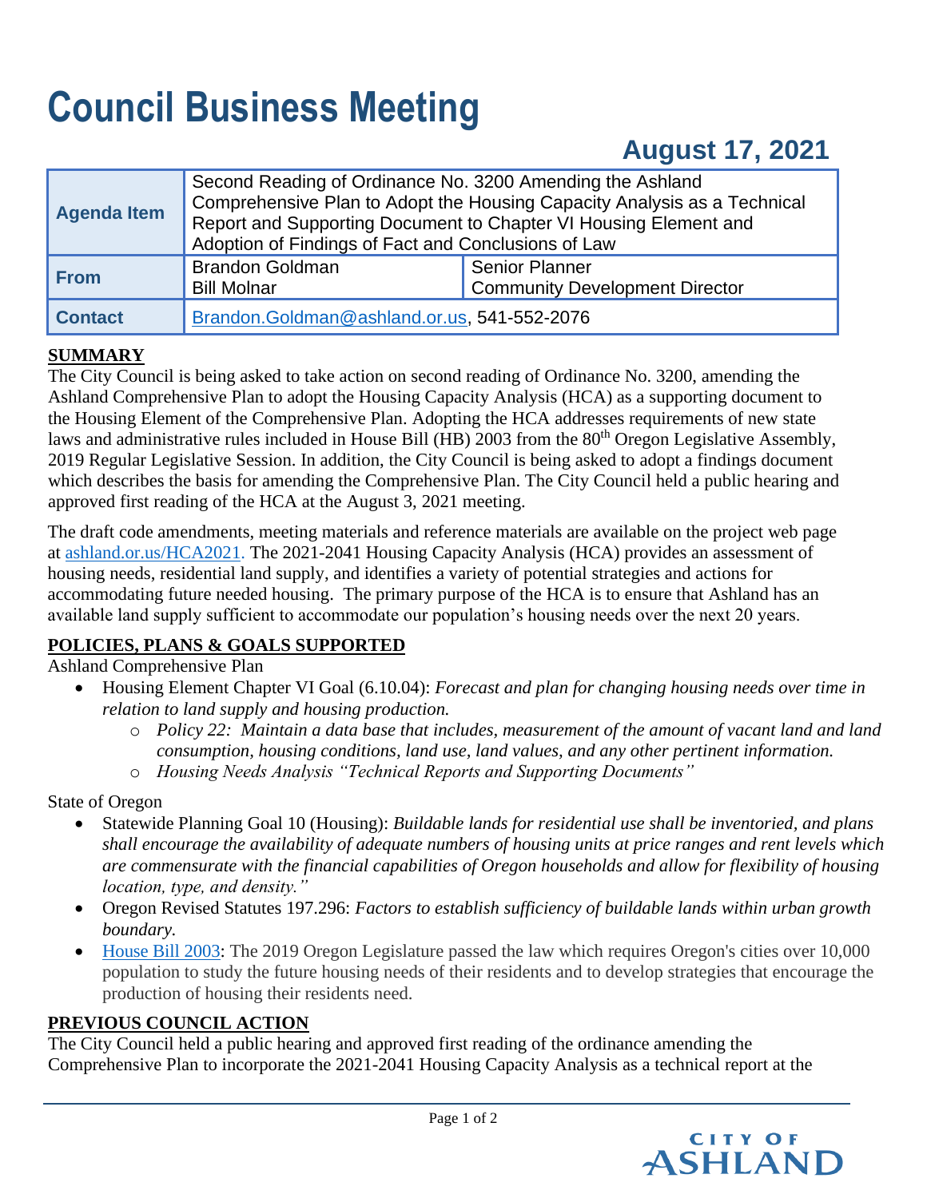# Council Business Meeting

## August 17, 2021

| Agenda Item | Second Reading of Ordinance No. 3200 Amending the Ashland Comprehensive Plan to Adopt the Housing Capacity Analysis as a Technical Report and Supporting Document to Chapter VI Housing Element and Adoption of Findings of Fact and Conclusions of Law | |
|---|---|---|
| From | Brandon Goldman<br>Bill Molnar | Senior Planner<br>Community Development Director |
| Contact | Brandon.Goldman@ashland.or.us, 541-552-2076 | |

**SUMMARY**

The City Council is being asked to take action on second reading of Ordinance No. 3200, amending the Ashland Comprehensive Plan to adopt the Housing Capacity Analysis (HCA) as a supporting document to the Housing Element of the Comprehensive Plan. Adopting the HCA addresses requirements of new state laws and administrative rules included in House Bill (HB) 2003 from the 80th Oregon Legislative Assembly, 2019 Regular Legislative Session. In addition, the City Council is being asked to adopt a findings document which describes the basis for amending the Comprehensive Plan. The City Council held a public hearing and approved first reading of the HCA at the August 3, 2021 meeting.

The draft code amendments, meeting materials and reference materials are available on the project web page at ashland.or.us/HCA2021. The 2021-2041 Housing Capacity Analysis (HCA) provides an assessment of housing needs, residential land supply, and identifies a variety of potential strategies and actions for accommodating future needed housing. The primary purpose of the HCA is to ensure that Ashland has an available land supply sufficient to accommodate our population's housing needs over the next 20 years.

**POLICIES, PLANS & GOALS SUPPORTED**

Ashland Comprehensive Plan

- Housing Element Chapter VI Goal (6.10.04): *Forecast and plan for changing housing needs over time in relation to land supply and housing production.*
  - *Policy 22: Maintain a data base that includes, measurement of the amount of vacant land and land consumption, housing conditions, land use, land values, and any other pertinent information.*
  - *Housing Needs Analysis "Technical Reports and Supporting Documents"*

State of Oregon

- Statewide Planning Goal 10 (Housing): *Buildable lands for residential use shall be inventoried, and plans shall encourage the availability of adequate numbers of housing units at price ranges and rent levels which are commensurate with the financial capabilities of Oregon households and allow for flexibility of housing location, type, and density."*
- Oregon Revised Statutes 197.296: *Factors to establish sufficiency of buildable lands within urban growth boundary.*
- House Bill 2003: The 2019 Oregon Legislature passed the law which requires Oregon's cities over 10,000 population to study the future housing needs of their residents and to develop strategies that encourage the production of housing their residents need.

**PREVIOUS COUNCIL ACTION**

The City Council held a public hearing and approved first reading of the ordinance amending the Comprehensive Plan to incorporate the 2021-2041 Housing Capacity Analysis as a technical report at the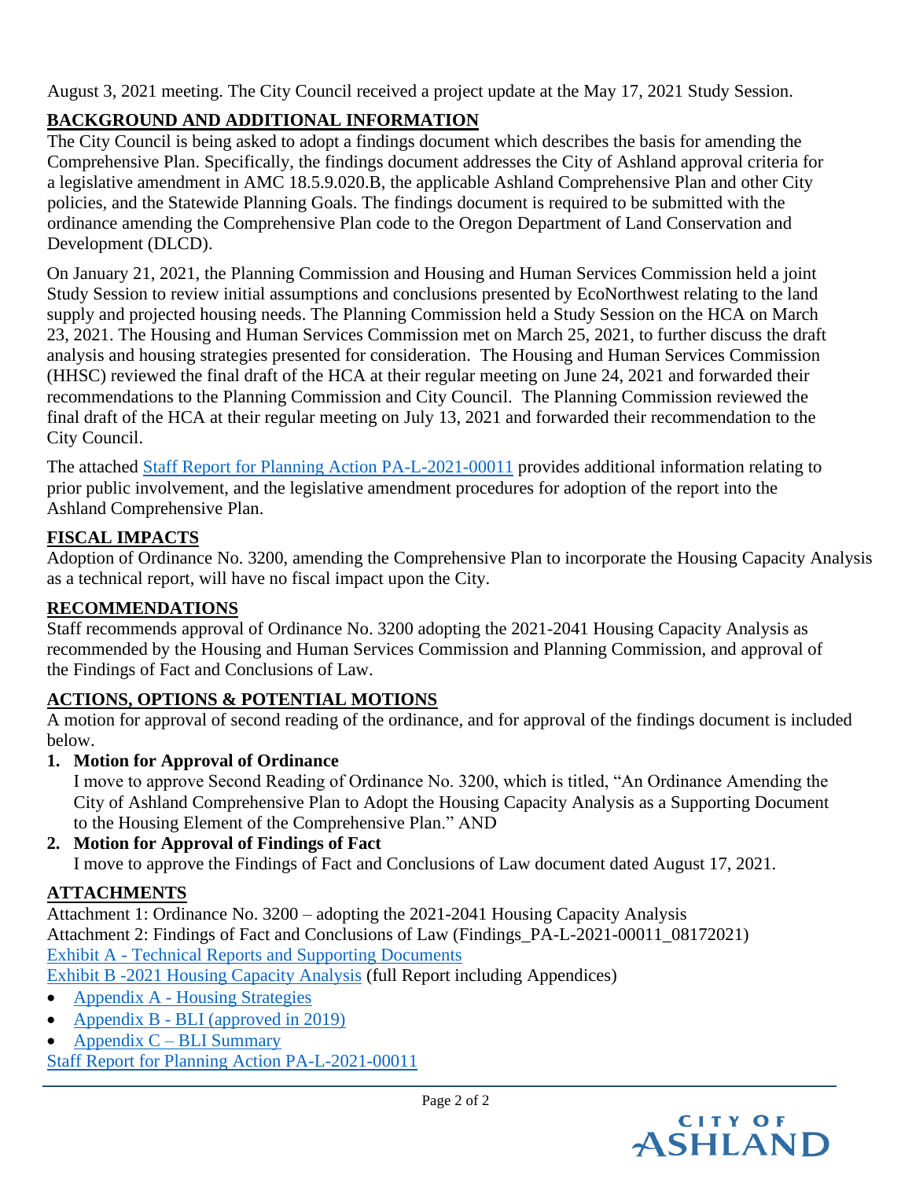August 3, 2021 meeting. The City Council received a project update at the May 17, 2021 Study Session.

## BACKGROUND AND ADDITIONAL INFORMATION

The City Council is being asked to adopt a findings document which describes the basis for amending the Comprehensive Plan. Specifically, the findings document addresses the City of Ashland approval criteria for a legislative amendment in AMC 18.5.9.020.B, the applicable Ashland Comprehensive Plan and other City policies, and the Statewide Planning Goals. The findings document is required to be submitted with the ordinance amending the Comprehensive Plan code to the Oregon Department of Land Conservation and Development (DLCD).

On January 21, 2021, the Planning Commission and Housing and Human Services Commission held a joint Study Session to review initial assumptions and conclusions presented by EcoNorthwest relating to the land supply and projected housing needs. The Planning Commission held a Study Session on the HCA on March 23, 2021. The Housing and Human Services Commission met on March 25, 2021, to further discuss the draft analysis and housing strategies presented for consideration. The Housing and Human Services Commission (HHSC) reviewed the final draft of the HCA at their regular meeting on June 24, 2021 and forwarded their recommendations to the Planning Commission and City Council. The Planning Commission reviewed the final draft of the HCA at their regular meeting on July 13, 2021 and forwarded their recommendation to the City Council.

The attached Staff Report for Planning Action PA-L-2021-00011 provides additional information relating to prior public involvement, and the legislative amendment procedures for adoption of the report into the Ashland Comprehensive Plan.

## FISCAL IMPACTS

Adoption of Ordinance No. 3200, amending the Comprehensive Plan to incorporate the Housing Capacity Analysis as a technical report, will have no fiscal impact upon the City.

## RECOMMENDATIONS

Staff recommends approval of Ordinance No. 3200 adopting the 2021-2041 Housing Capacity Analysis as recommended by the Housing and Human Services Commission and Planning Commission, and approval of the Findings of Fact and Conclusions of Law.

## ACTIONS, OPTIONS & POTENTIAL MOTIONS

A motion for approval of second reading of the ordinance, and for approval of the findings document is included below.

1. **Motion for Approval of Ordinance**
   I move to approve Second Reading of Ordinance No. 3200, which is titled, "An Ordinance Amending the City of Ashland Comprehensive Plan to Adopt the Housing Capacity Analysis as a Supporting Document to the Housing Element of the Comprehensive Plan." AND
2. **Motion for Approval of Findings of Fact**
   I move to approve the Findings of Fact and Conclusions of Law document dated August 17, 2021.

## ATTACHMENTS

Attachment 1: Ordinance No. 3200 – adopting the 2021-2041 Housing Capacity Analysis
Attachment 2: Findings of Fact and Conclusions of Law (Findings_PA-L-2021-00011_08172021)
Exhibit A - Technical Reports and Supporting Documents
Exhibit B -2021 Housing Capacity Analysis (full Report including Appendices)

- Appendix A - Housing Strategies
- Appendix B - BLI (approved in 2019)
- Appendix C – BLI Summary

Staff Report for Planning Action PA-L-2021-00011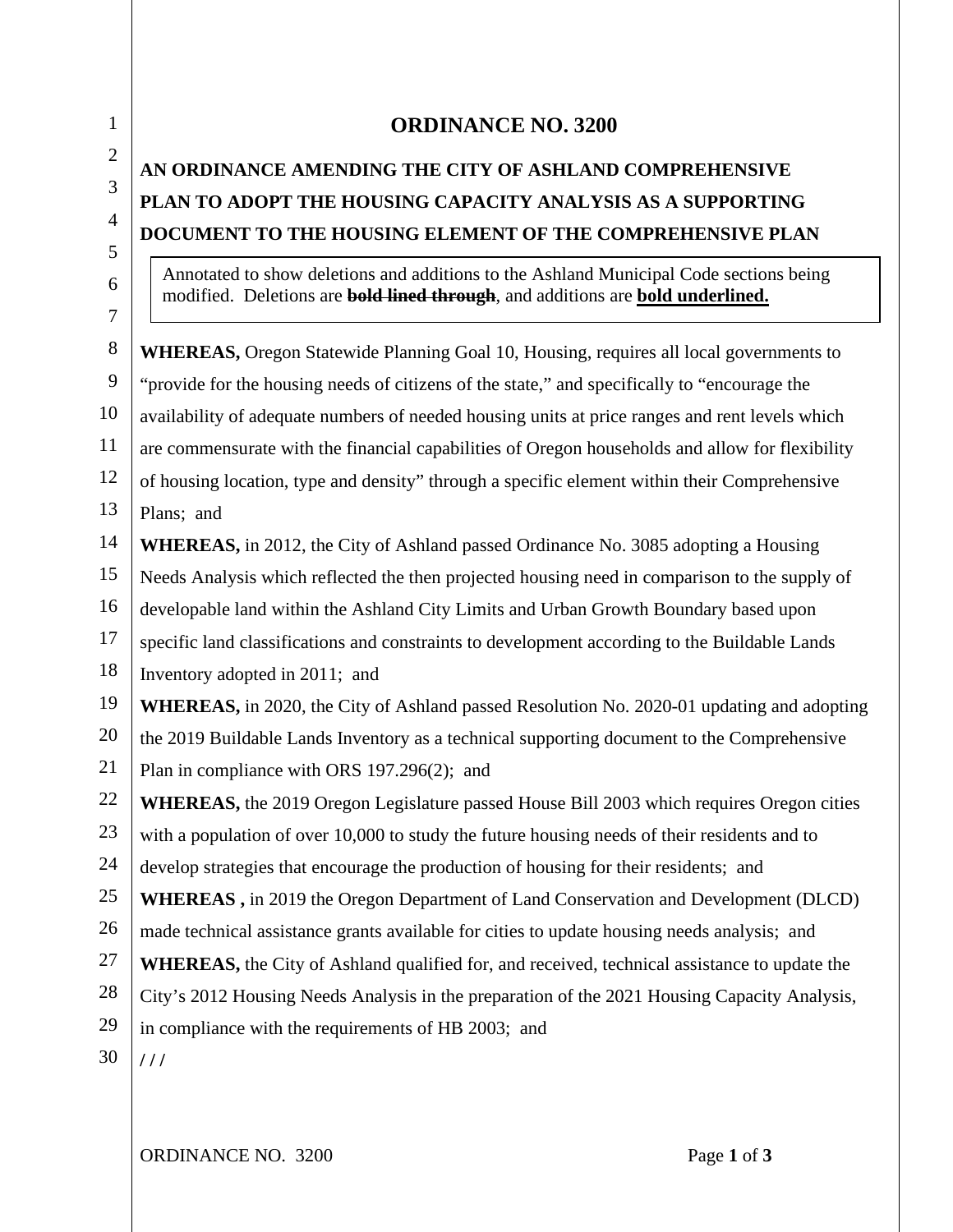# ORDINANCE NO. 3200

## AN ORDINANCE AMENDING THE CITY OF ASHLAND COMPREHENSIVE PLAN TO ADOPT THE HOUSING CAPACITY ANALYSIS AS A SUPPORTING DOCUMENT TO THE HOUSING ELEMENT OF THE COMPREHENSIVE PLAN

> Annotated to show deletions and additions to the Ashland Municipal Code sections being modified. Deletions are ~~**bold lined through**~~, and additions are **<u>bold underlined.</u>**

**WHEREAS,** Oregon Statewide Planning Goal 10, Housing, requires all local governments to "provide for the housing needs of citizens of the state," and specifically to "encourage the availability of adequate numbers of needed housing units at price ranges and rent levels which are commensurate with the financial capabilities of Oregon households and allow for flexibility of housing location, type and density" through a specific element within their Comprehensive Plans; and

**WHEREAS,** in 2012, the City of Ashland passed Ordinance No. 3085 adopting a Housing Needs Analysis which reflected the then projected housing need in comparison to the supply of developable land within the Ashland City Limits and Urban Growth Boundary based upon specific land classifications and constraints to development according to the Buildable Lands Inventory adopted in 2011; and

**WHEREAS,** in 2020, the City of Ashland passed Resolution No. 2020-01 updating and adopting the 2019 Buildable Lands Inventory as a technical supporting document to the Comprehensive Plan in compliance with ORS 197.296(2); and

**WHEREAS,** the 2019 Oregon Legislature passed House Bill 2003 which requires Oregon cities with a population of over 10,000 to study the future housing needs of their residents and to develop strategies that encourage the production of housing for their residents; and

**WHEREAS ,** in 2019 the Oregon Department of Land Conservation and Development (DLCD) made technical assistance grants available for cities to update housing needs analysis; and

**WHEREAS,** the City of Ashland qualified for, and received, technical assistance to update the City's 2012 Housing Needs Analysis in the preparation of the 2021 Housing Capacity Analysis, in compliance with the requirements of HB 2003; and

**/ / /**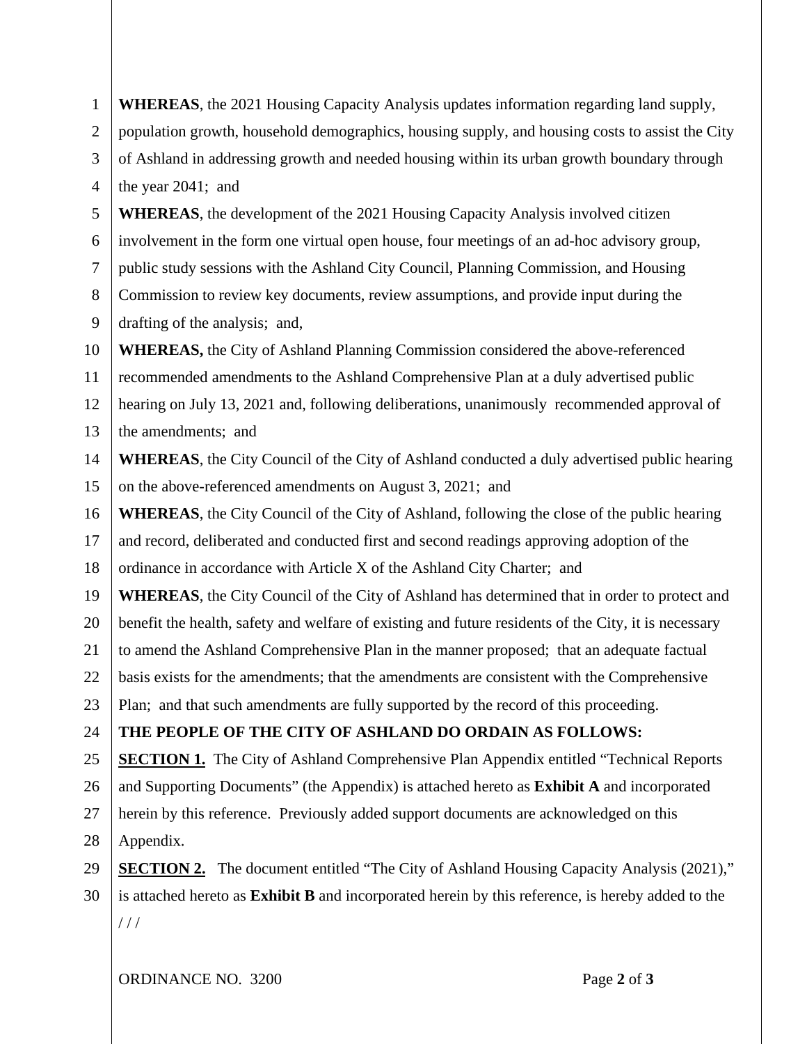**WHEREAS**, the 2021 Housing Capacity Analysis updates information regarding land supply, population growth, household demographics, housing supply, and housing costs to assist the City of Ashland in addressing growth and needed housing within its urban growth boundary through the year 2041; and

**WHEREAS**, the development of the 2021 Housing Capacity Analysis involved citizen involvement in the form one virtual open house, four meetings of an ad-hoc advisory group, public study sessions with the Ashland City Council, Planning Commission, and Housing Commission to review key documents, review assumptions, and provide input during the drafting of the analysis; and,

**WHEREAS,** the City of Ashland Planning Commission considered the above-referenced recommended amendments to the Ashland Comprehensive Plan at a duly advertised public hearing on July 13, 2021 and, following deliberations, unanimously recommended approval of the amendments; and

**WHEREAS**, the City Council of the City of Ashland conducted a duly advertised public hearing on the above-referenced amendments on August 3, 2021; and

**WHEREAS**, the City Council of the City of Ashland, following the close of the public hearing and record, deliberated and conducted first and second readings approving adoption of the ordinance in accordance with Article X of the Ashland City Charter; and

**WHEREAS**, the City Council of the City of Ashland has determined that in order to protect and benefit the health, safety and welfare of existing and future residents of the City, it is necessary to amend the Ashland Comprehensive Plan in the manner proposed; that an adequate factual basis exists for the amendments; that the amendments are consistent with the Comprehensive Plan; and that such amendments are fully supported by the record of this proceeding.

**THE PEOPLE OF THE CITY OF ASHLAND DO ORDAIN AS FOLLOWS:**

**SECTION 1.** The City of Ashland Comprehensive Plan Appendix entitled "Technical Reports and Supporting Documents" (the Appendix) is attached hereto as **Exhibit A** and incorporated herein by this reference. Previously added support documents are acknowledged on this Appendix.

**SECTION 2.** The document entitled "The City of Ashland Housing Capacity Analysis (2021)," is attached hereto as **Exhibit B** and incorporated herein by this reference, is hereby added to the

/ / /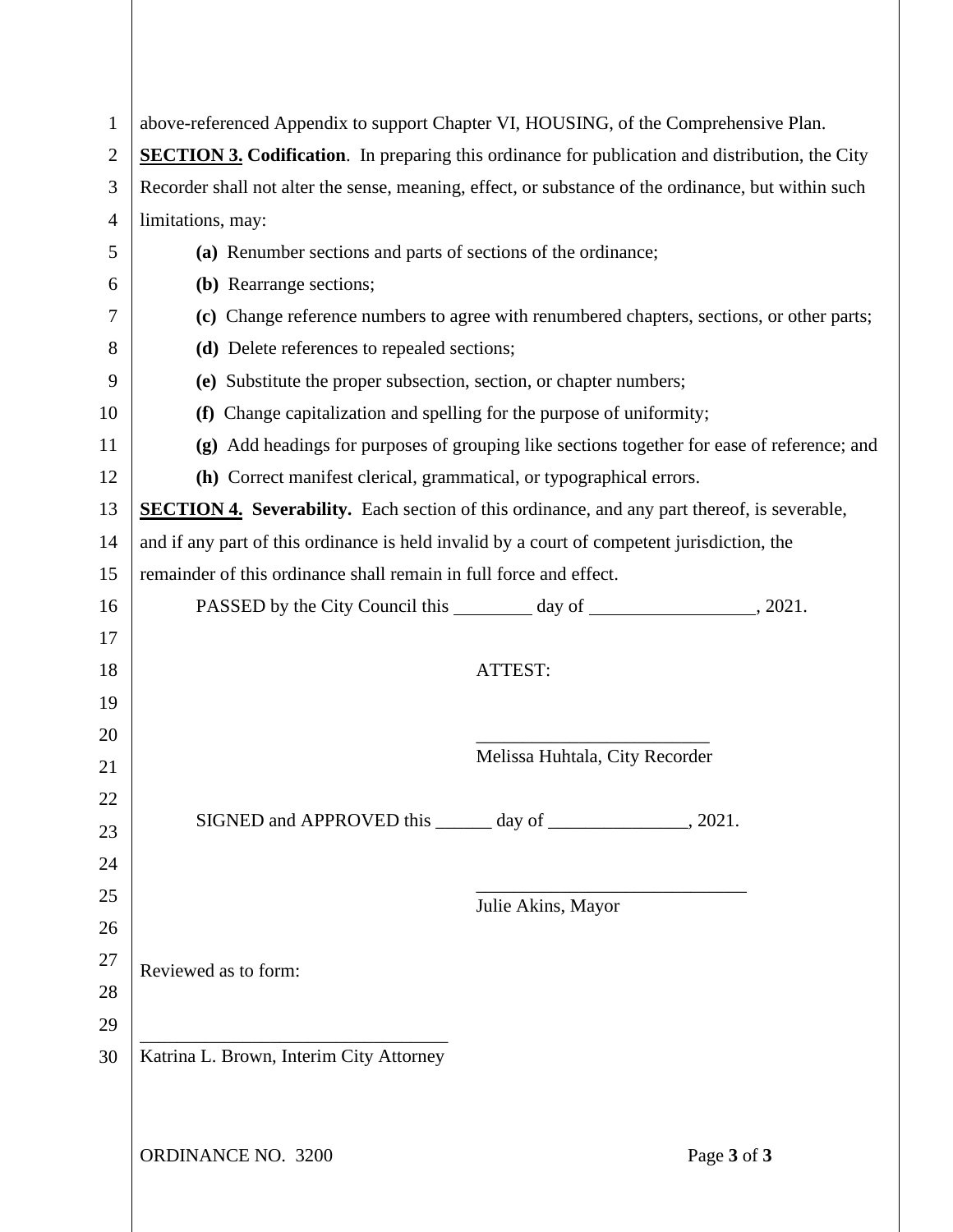above-referenced Appendix to support Chapter VI, HOUSING, of the Comprehensive Plan.

**SECTION 3. Codification**. In preparing this ordinance for publication and distribution, the City Recorder shall not alter the sense, meaning, effect, or substance of the ordinance, but within such limitations, may:

**(a)** Renumber sections and parts of sections of the ordinance;

**(b)** Rearrange sections;

**(c)** Change reference numbers to agree with renumbered chapters, sections, or other parts;

**(d)** Delete references to repealed sections;

**(e)** Substitute the proper subsection, section, or chapter numbers;

**(f)** Change capitalization and spelling for the purpose of uniformity;

**(g)** Add headings for purposes of grouping like sections together for ease of reference; and

**(h)** Correct manifest clerical, grammatical, or typographical errors.

**SECTION 4. Severability.** Each section of this ordinance, and any part thereof, is severable, and if any part of this ordinance is held invalid by a court of competent jurisdiction, the remainder of this ordinance shall remain in full force and effect.

PASSED by the City Council this ________ day of _________________, 2021.

ATTEST:

________________________

Melissa Huhtala, City Recorder

SIGNED and APPROVED this ______ day of _______________, 2021.

____________________________

Julie Akins, Mayor

Reviewed as to form:

________________________________

Katrina L. Brown, Interim City Attorney

ORDINANCE NO. 3200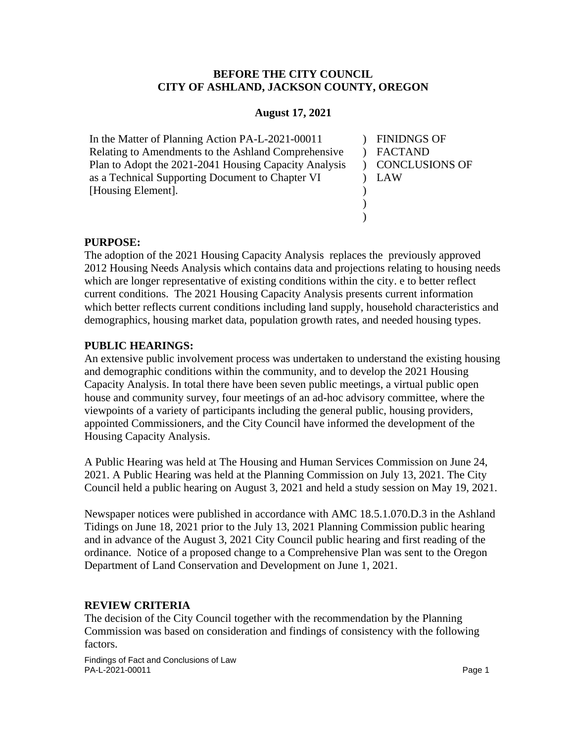**BEFORE THE CITY COUNCIL**
**CITY OF ASHLAND, JACKSON COUNTY, OREGON**

**August 17, 2021**

| | |
|---|---|
| In the Matter of Planning Action PA-L-2021-00011 Relating to Amendments to the Ashland Comprehensive Plan to Adopt the 2021-2041 Housing Capacity Analysis as a Technical Supporting Document to Chapter VI [Housing Element]. | ) FINIDNGS OF ) FACTAND ) CONCLUSIONS OF ) LAW ) ) ) |

**PURPOSE:**

The adoption of the 2021 Housing Capacity Analysis replaces the previously approved 2012 Housing Needs Analysis which contains data and projections relating to housing needs which are longer representative of existing conditions within the city. e to better reflect current conditions. The 2021 Housing Capacity Analysis presents current information which better reflects current conditions including land supply, household characteristics and demographics, housing market data, population growth rates, and needed housing types.

**PUBLIC HEARINGS:**

An extensive public involvement process was undertaken to understand the existing housing and demographic conditions within the community, and to develop the 2021 Housing Capacity Analysis. In total there have been seven public meetings, a virtual public open house and community survey, four meetings of an ad-hoc advisory committee, where the viewpoints of a variety of participants including the general public, housing providers, appointed Commissioners, and the City Council have informed the development of the Housing Capacity Analysis.

A Public Hearing was held at The Housing and Human Services Commission on June 24, 2021. A Public Hearing was held at the Planning Commission on July 13, 2021. The City Council held a public hearing on August 3, 2021 and held a study session on May 19, 2021.

Newspaper notices were published in accordance with AMC 18.5.1.070.D.3 in the Ashland Tidings on June 18, 2021 prior to the July 13, 2021 Planning Commission public hearing and in advance of the August 3, 2021 City Council public hearing and first reading of the ordinance. Notice of a proposed change to a Comprehensive Plan was sent to the Oregon Department of Land Conservation and Development on June 1, 2021.

**REVIEW CRITERIA**

The decision of the City Council together with the recommendation by the Planning Commission was based on consideration and findings of consistency with the following factors.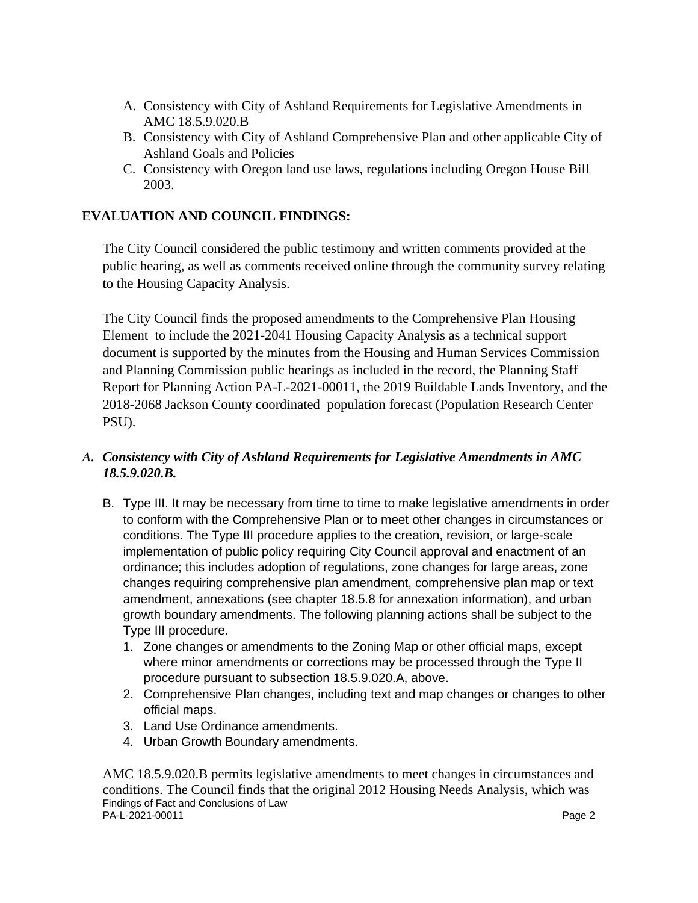A. Consistency with City of Ashland Requirements for Legislative Amendments in AMC 18.5.9.020.B
B. Consistency with City of Ashland Comprehensive Plan and other applicable City of Ashland Goals and Policies
C. Consistency with Oregon land use laws, regulations including Oregon House Bill 2003.

## EVALUATION AND COUNCIL FINDINGS:

The City Council considered the public testimony and written comments provided at the public hearing, as well as comments received online through the community survey relating to the Housing Capacity Analysis.

The City Council finds the proposed amendments to the Comprehensive Plan Housing Element to include the 2021-2041 Housing Capacity Analysis as a technical support document is supported by the minutes from the Housing and Human Services Commission and Planning Commission public hearings as included in the record, the Planning Staff Report for Planning Action PA-L-2021-00011, the 2019 Buildable Lands Inventory, and the 2018-2068 Jackson County coordinated population forecast (Population Research Center PSU).

### *A. Consistency with City of Ashland Requirements for Legislative Amendments in AMC 18.5.9.020.B.*

B. Type III. It may be necessary from time to time to make legislative amendments in order to conform with the Comprehensive Plan or to meet other changes in circumstances or conditions. The Type III procedure applies to the creation, revision, or large-scale implementation of public policy requiring City Council approval and enactment of an ordinance; this includes adoption of regulations, zone changes for large areas, zone changes requiring comprehensive plan amendment, comprehensive plan map or text amendment, annexations (see chapter 18.5.8 for annexation information), and urban growth boundary amendments. The following planning actions shall be subject to the Type III procedure.
   1. Zone changes or amendments to the Zoning Map or other official maps, except where minor amendments or corrections may be processed through the Type II procedure pursuant to subsection 18.5.9.020.A, above.
   2. Comprehensive Plan changes, including text and map changes or changes to other official maps.
   3. Land Use Ordinance amendments.
   4. Urban Growth Boundary amendments.

AMC 18.5.9.020.B permits legislative amendments to meet changes in circumstances and conditions. The Council finds that the original 2012 Housing Needs Analysis, which was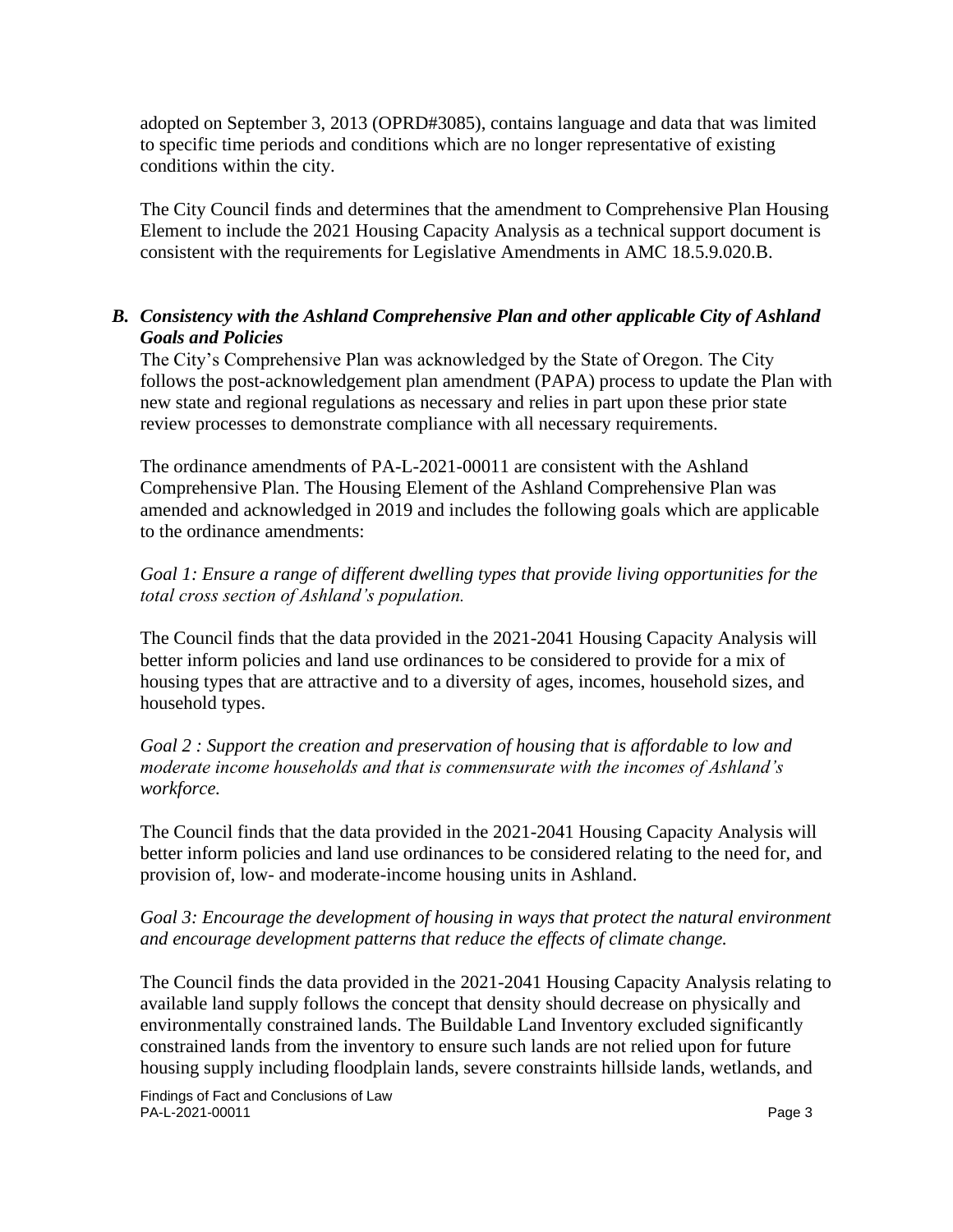adopted on September 3, 2013 (OPRD#3085), contains language and data that was limited to specific time periods and conditions which are no longer representative of existing conditions within the city.

The City Council finds and determines that the amendment to Comprehensive Plan Housing Element to include the 2021 Housing Capacity Analysis as a technical support document is consistent with the requirements for Legislative Amendments in AMC 18.5.9.020.B.

### *B. Consistency with the Ashland Comprehensive Plan and other applicable City of Ashland Goals and Policies*

The City's Comprehensive Plan was acknowledged by the State of Oregon. The City follows the post-acknowledgement plan amendment (PAPA) process to update the Plan with new state and regional regulations as necessary and relies in part upon these prior state review processes to demonstrate compliance with all necessary requirements.

The ordinance amendments of PA-L-2021-00011 are consistent with the Ashland Comprehensive Plan. The Housing Element of the Ashland Comprehensive Plan was amended and acknowledged in 2019 and includes the following goals which are applicable to the ordinance amendments:

*Goal 1: Ensure a range of different dwelling types that provide living opportunities for the total cross section of Ashland's population.*

The Council finds that the data provided in the 2021-2041 Housing Capacity Analysis will better inform policies and land use ordinances to be considered to provide for a mix of housing types that are attractive and to a diversity of ages, incomes, household sizes, and household types.

*Goal 2 : Support the creation and preservation of housing that is affordable to low and moderate income households and that is commensurate with the incomes of Ashland's workforce.*

The Council finds that the data provided in the 2021-2041 Housing Capacity Analysis will better inform policies and land use ordinances to be considered relating to the need for, and provision of, low- and moderate-income housing units in Ashland.

*Goal 3: Encourage the development of housing in ways that protect the natural environment and encourage development patterns that reduce the effects of climate change.*

The Council finds the data provided in the 2021-2041 Housing Capacity Analysis relating to available land supply follows the concept that density should decrease on physically and environmentally constrained lands. The Buildable Land Inventory excluded significantly constrained lands from the inventory to ensure such lands are not relied upon for future housing supply including floodplain lands, severe constraints hillside lands, wetlands, and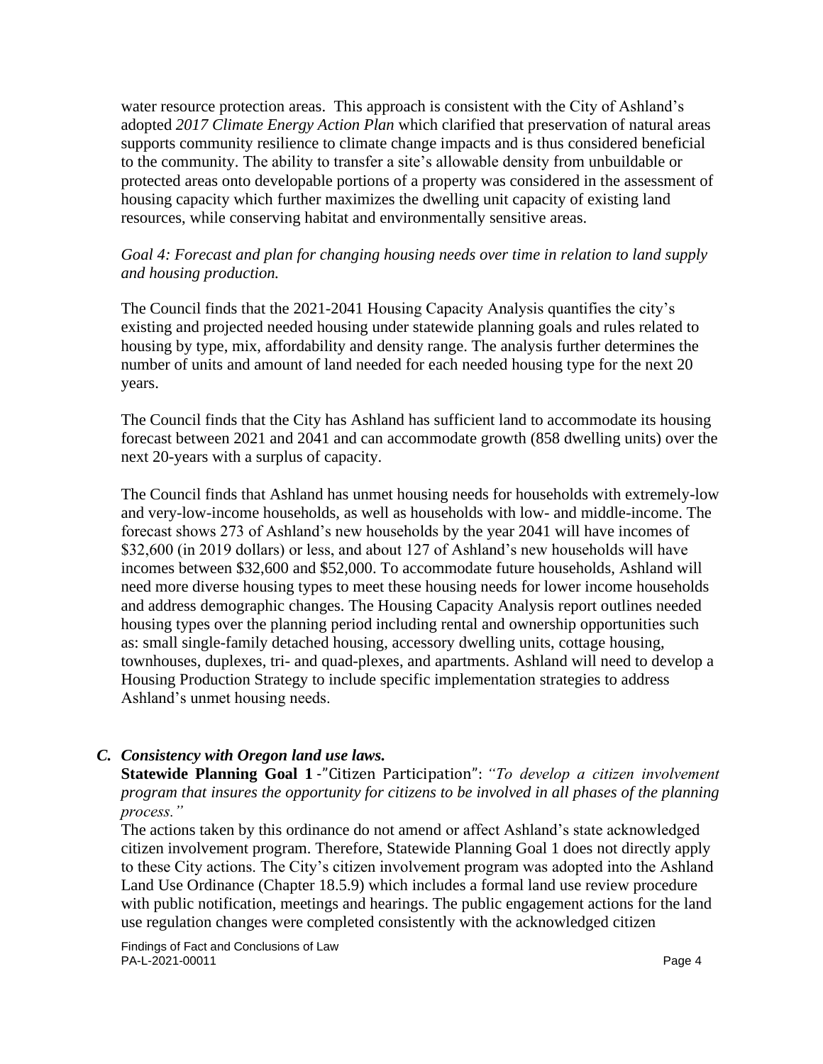water resource protection areas. This approach is consistent with the City of Ashland's adopted *2017 Climate Energy Action Plan* which clarified that preservation of natural areas supports community resilience to climate change impacts and is thus considered beneficial to the community. The ability to transfer a site's allowable density from unbuildable or protected areas onto developable portions of a property was considered in the assessment of housing capacity which further maximizes the dwelling unit capacity of existing land resources, while conserving habitat and environmentally sensitive areas.

*Goal 4: Forecast and plan for changing housing needs over time in relation to land supply and housing production.*

The Council finds that the 2021-2041 Housing Capacity Analysis quantifies the city's existing and projected needed housing under statewide planning goals and rules related to housing by type, mix, affordability and density range. The analysis further determines the number of units and amount of land needed for each needed housing type for the next 20 years.

The Council finds that the City has Ashland has sufficient land to accommodate its housing forecast between 2021 and 2041 and can accommodate growth (858 dwelling units) over the next 20-years with a surplus of capacity.

The Council finds that Ashland has unmet housing needs for households with extremely-low and very-low-income households, as well as households with low- and middle-income. The forecast shows 273 of Ashland's new households by the year 2041 will have incomes of $32,600 (in 2019 dollars) or less, and about 127 of Ashland's new households will have incomes between $32,600 and $52,000. To accommodate future households, Ashland will need more diverse housing types to meet these housing needs for lower income households and address demographic changes. The Housing Capacity Analysis report outlines needed housing types over the planning period including rental and ownership opportunities such as: small single-family detached housing, accessory dwelling units, cottage housing, townhouses, duplexes, tri- and quad-plexes, and apartments. Ashland will need to develop a Housing Production Strategy to include specific implementation strategies to address Ashland's unmet housing needs.

### *C. Consistency with Oregon land use laws.*

**Statewide Planning Goal 1** -"Citizen Participation": *"To develop a citizen involvement program that insures the opportunity for citizens to be involved in all phases of the planning process."*

The actions taken by this ordinance do not amend or affect Ashland's state acknowledged citizen involvement program. Therefore, Statewide Planning Goal 1 does not directly apply to these City actions. The City's citizen involvement program was adopted into the Ashland Land Use Ordinance (Chapter 18.5.9) which includes a formal land use review procedure with public notification, meetings and hearings. The public engagement actions for the land use regulation changes were completed consistently with the acknowledged citizen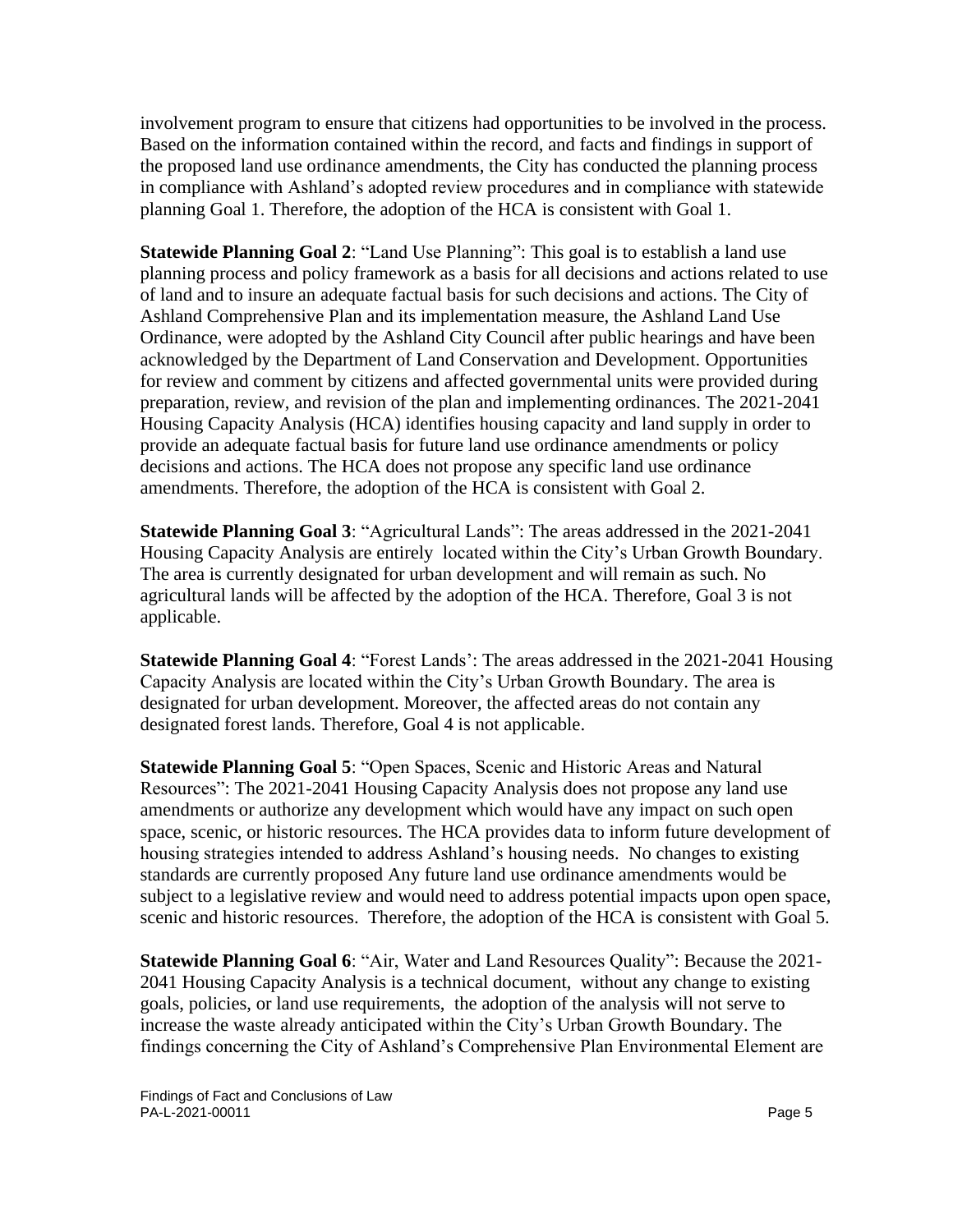involvement program to ensure that citizens had opportunities to be involved in the process. Based on the information contained within the record, and facts and findings in support of the proposed land use ordinance amendments, the City has conducted the planning process in compliance with Ashland's adopted review procedures and in compliance with statewide planning Goal 1. Therefore, the adoption of the HCA is consistent with Goal 1.

**Statewide Planning Goal 2**: "Land Use Planning": This goal is to establish a land use planning process and policy framework as a basis for all decisions and actions related to use of land and to insure an adequate factual basis for such decisions and actions. The City of Ashland Comprehensive Plan and its implementation measure, the Ashland Land Use Ordinance, were adopted by the Ashland City Council after public hearings and have been acknowledged by the Department of Land Conservation and Development. Opportunities for review and comment by citizens and affected governmental units were provided during preparation, review, and revision of the plan and implementing ordinances. The 2021-2041 Housing Capacity Analysis (HCA) identifies housing capacity and land supply in order to provide an adequate factual basis for future land use ordinance amendments or policy decisions and actions. The HCA does not propose any specific land use ordinance amendments. Therefore, the adoption of the HCA is consistent with Goal 2.

**Statewide Planning Goal 3**: "Agricultural Lands": The areas addressed in the 2021-2041 Housing Capacity Analysis are entirely located within the City's Urban Growth Boundary. The area is currently designated for urban development and will remain as such. No agricultural lands will be affected by the adoption of the HCA. Therefore, Goal 3 is not applicable.

**Statewide Planning Goal 4**: "Forest Lands': The areas addressed in the 2021-2041 Housing Capacity Analysis are located within the City's Urban Growth Boundary. The area is designated for urban development. Moreover, the affected areas do not contain any designated forest lands. Therefore, Goal 4 is not applicable.

**Statewide Planning Goal 5**: "Open Spaces, Scenic and Historic Areas and Natural Resources": The 2021-2041 Housing Capacity Analysis does not propose any land use amendments or authorize any development which would have any impact on such open space, scenic, or historic resources. The HCA provides data to inform future development of housing strategies intended to address Ashland's housing needs. No changes to existing standards are currently proposed Any future land use ordinance amendments would be subject to a legislative review and would need to address potential impacts upon open space, scenic and historic resources. Therefore, the adoption of the HCA is consistent with Goal 5.

**Statewide Planning Goal 6**: "Air, Water and Land Resources Quality": Because the 2021-2041 Housing Capacity Analysis is a technical document, without any change to existing goals, policies, or land use requirements, the adoption of the analysis will not serve to increase the waste already anticipated within the City's Urban Growth Boundary. The findings concerning the City of Ashland's Comprehensive Plan Environmental Element are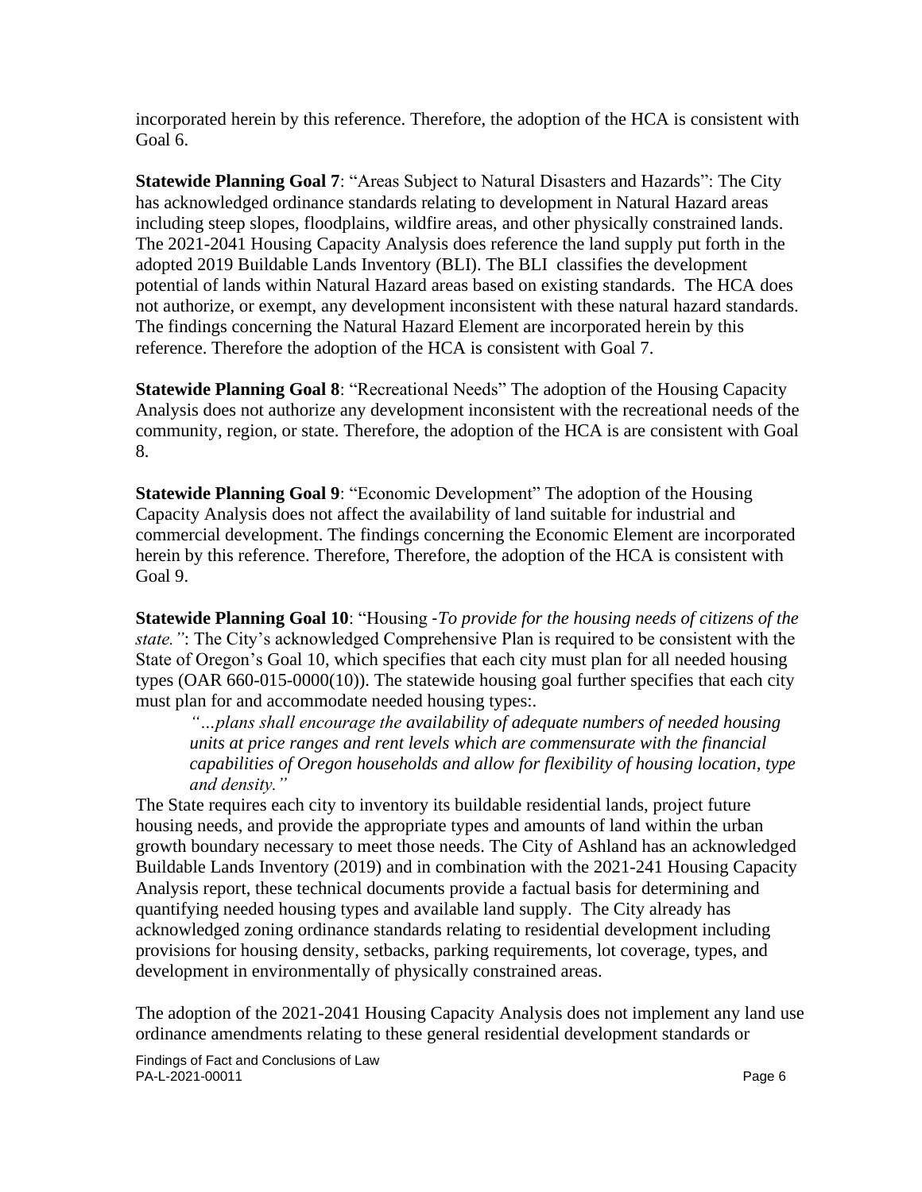incorporated herein by this reference. Therefore, the adoption of the HCA is consistent with Goal 6.

**Statewide Planning Goal 7**: "Areas Subject to Natural Disasters and Hazards": The City has acknowledged ordinance standards relating to development in Natural Hazard areas including steep slopes, floodplains, wildfire areas, and other physically constrained lands. The 2021-2041 Housing Capacity Analysis does reference the land supply put forth in the adopted 2019 Buildable Lands Inventory (BLI). The BLI classifies the development potential of lands within Natural Hazard areas based on existing standards. The HCA does not authorize, or exempt, any development inconsistent with these natural hazard standards. The findings concerning the Natural Hazard Element are incorporated herein by this reference. Therefore the adoption of the HCA is consistent with Goal 7.

**Statewide Planning Goal 8**: "Recreational Needs" The adoption of the Housing Capacity Analysis does not authorize any development inconsistent with the recreational needs of the community, region, or state. Therefore, the adoption of the HCA is are consistent with Goal 8.

**Statewide Planning Goal 9**: "Economic Development" The adoption of the Housing Capacity Analysis does not affect the availability of land suitable for industrial and commercial development. The findings concerning the Economic Element are incorporated herein by this reference. Therefore, Therefore, the adoption of the HCA is consistent with Goal 9.

**Statewide Planning Goal 10**: "Housing -*To provide for the housing needs of citizens of the state.*": The City's acknowledged Comprehensive Plan is required to be consistent with the State of Oregon's Goal 10, which specifies that each city must plan for all needed housing types (OAR 660-015-0000(10)). The statewide housing goal further specifies that each city must plan for and accommodate needed housing types:.

> *"…plans shall encourage the availability of adequate numbers of needed housing units at price ranges and rent levels which are commensurate with the financial capabilities of Oregon households and allow for flexibility of housing location, type and density."*

The State requires each city to inventory its buildable residential lands, project future housing needs, and provide the appropriate types and amounts of land within the urban growth boundary necessary to meet those needs. The City of Ashland has an acknowledged Buildable Lands Inventory (2019) and in combination with the 2021-241 Housing Capacity Analysis report, these technical documents provide a factual basis for determining and quantifying needed housing types and available land supply. The City already has acknowledged zoning ordinance standards relating to residential development including provisions for housing density, setbacks, parking requirements, lot coverage, types, and development in environmentally of physically constrained areas.

The adoption of the 2021-2041 Housing Capacity Analysis does not implement any land use ordinance amendments relating to these general residential development standards or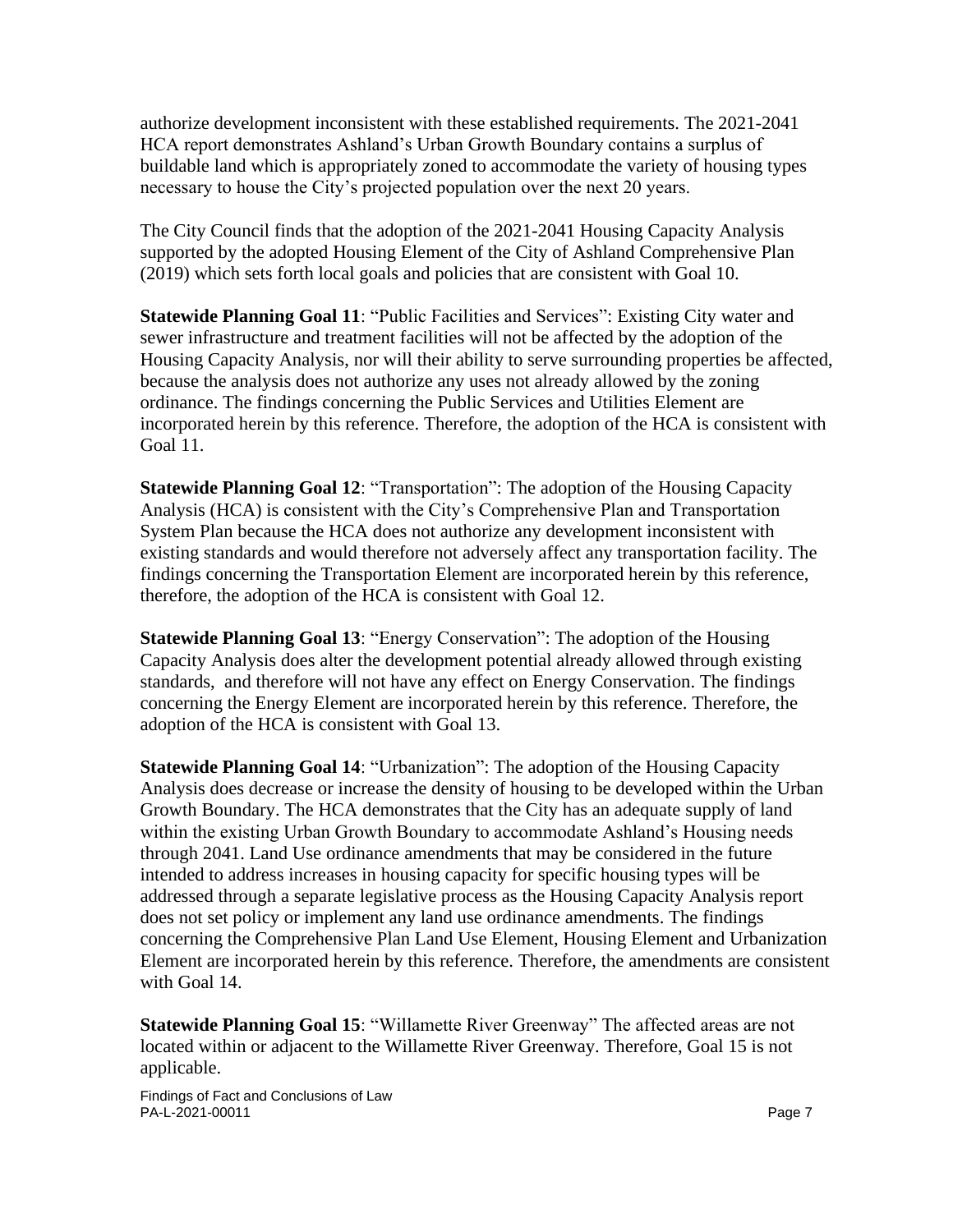authorize development inconsistent with these established requirements. The 2021-2041 HCA report demonstrates Ashland's Urban Growth Boundary contains a surplus of buildable land which is appropriately zoned to accommodate the variety of housing types necessary to house the City's projected population over the next 20 years.

The City Council finds that the adoption of the 2021-2041 Housing Capacity Analysis supported by the adopted Housing Element of the City of Ashland Comprehensive Plan (2019) which sets forth local goals and policies that are consistent with Goal 10.

**Statewide Planning Goal 11**: "Public Facilities and Services": Existing City water and sewer infrastructure and treatment facilities will not be affected by the adoption of the Housing Capacity Analysis, nor will their ability to serve surrounding properties be affected, because the analysis does not authorize any uses not already allowed by the zoning ordinance. The findings concerning the Public Services and Utilities Element are incorporated herein by this reference. Therefore, the adoption of the HCA is consistent with Goal 11.

**Statewide Planning Goal 12**: "Transportation": The adoption of the Housing Capacity Analysis (HCA) is consistent with the City's Comprehensive Plan and Transportation System Plan because the HCA does not authorize any development inconsistent with existing standards and would therefore not adversely affect any transportation facility. The findings concerning the Transportation Element are incorporated herein by this reference, therefore, the adoption of the HCA is consistent with Goal 12.

**Statewide Planning Goal 13**: "Energy Conservation": The adoption of the Housing Capacity Analysis does alter the development potential already allowed through existing standards, and therefore will not have any effect on Energy Conservation. The findings concerning the Energy Element are incorporated herein by this reference. Therefore, the adoption of the HCA is consistent with Goal 13.

**Statewide Planning Goal 14**: "Urbanization": The adoption of the Housing Capacity Analysis does decrease or increase the density of housing to be developed within the Urban Growth Boundary. The HCA demonstrates that the City has an adequate supply of land within the existing Urban Growth Boundary to accommodate Ashland's Housing needs through 2041. Land Use ordinance amendments that may be considered in the future intended to address increases in housing capacity for specific housing types will be addressed through a separate legislative process as the Housing Capacity Analysis report does not set policy or implement any land use ordinance amendments. The findings concerning the Comprehensive Plan Land Use Element, Housing Element and Urbanization Element are incorporated herein by this reference. Therefore, the amendments are consistent with Goal 14.

**Statewide Planning Goal 15**: "Willamette River Greenway" The affected areas are not located within or adjacent to the Willamette River Greenway. Therefore, Goal 15 is not applicable.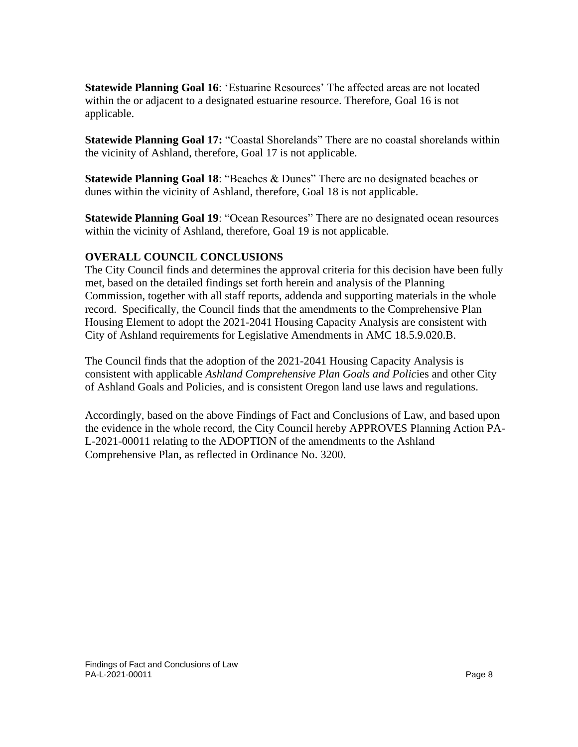**Statewide Planning Goal 16**: 'Estuarine Resources' The affected areas are not located within the or adjacent to a designated estuarine resource. Therefore, Goal 16 is not applicable.

**Statewide Planning Goal 17:** "Coastal Shorelands" There are no coastal shorelands within the vicinity of Ashland, therefore, Goal 17 is not applicable.

**Statewide Planning Goal 18**: "Beaches & Dunes" There are no designated beaches or dunes within the vicinity of Ashland, therefore, Goal 18 is not applicable.

**Statewide Planning Goal 19**: "Ocean Resources" There are no designated ocean resources within the vicinity of Ashland, therefore, Goal 19 is not applicable.

## OVERALL COUNCIL CONCLUSIONS

The City Council finds and determines the approval criteria for this decision have been fully met, based on the detailed findings set forth herein and analysis of the Planning Commission, together with all staff reports, addenda and supporting materials in the whole record. Specifically, the Council finds that the amendments to the Comprehensive Plan Housing Element to adopt the 2021-2041 Housing Capacity Analysis are consistent with City of Ashland requirements for Legislative Amendments in AMC 18.5.9.020.B.

The Council finds that the adoption of the 2021-2041 Housing Capacity Analysis is consistent with applicable *Ashland Comprehensive Plan Goals and Polic*ies and other City of Ashland Goals and Policies, and is consistent Oregon land use laws and regulations.

Accordingly, based on the above Findings of Fact and Conclusions of Law, and based upon the evidence in the whole record, the City Council hereby APPROVES Planning Action PA-L-2021-00011 relating to the ADOPTION of the amendments to the Ashland Comprehensive Plan, as reflected in Ordinance No. 3200.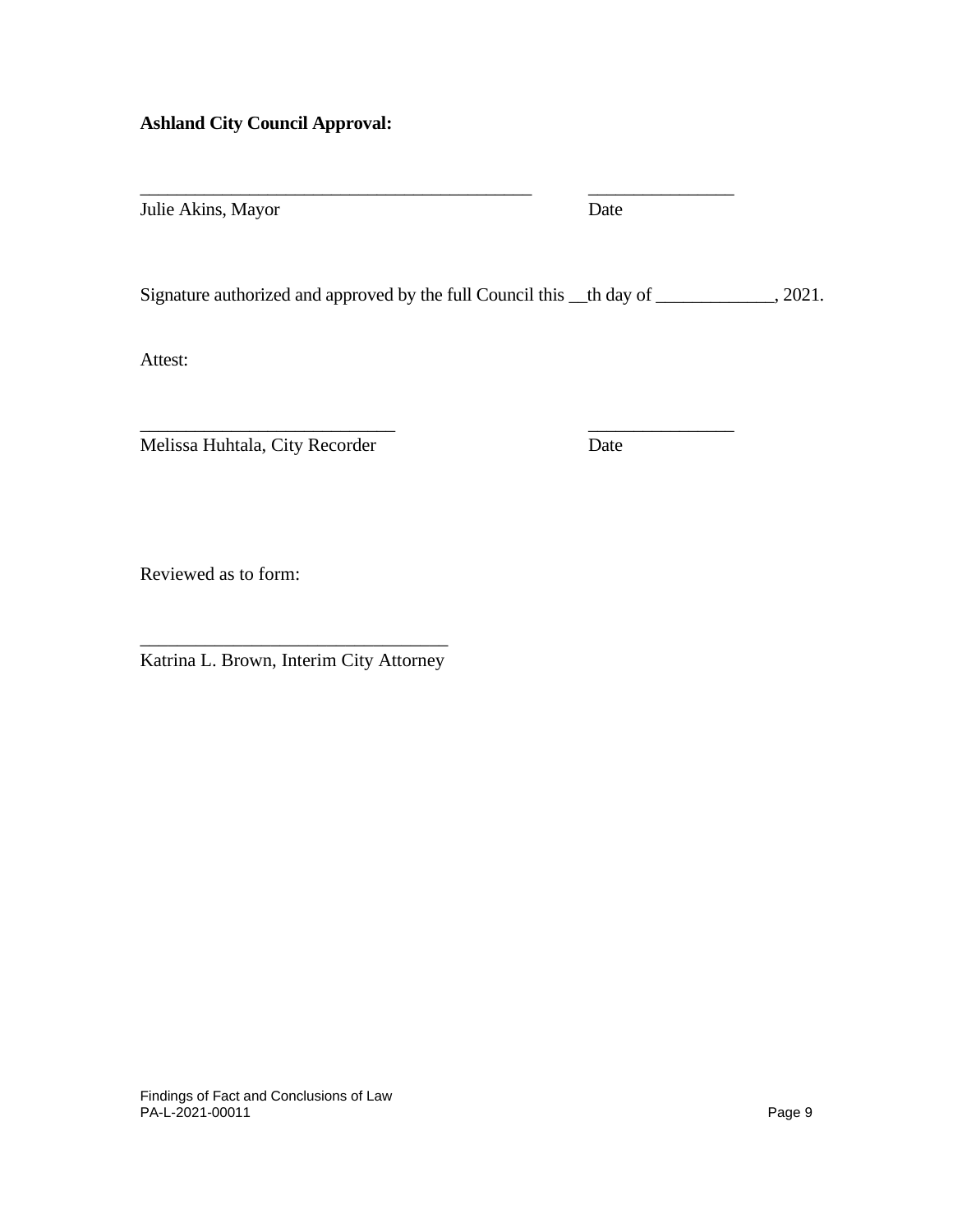**Ashland City Council Approval:**

\_\_\_\_\_\_\_\_\_\_\_\_\_\_\_\_\_\_\_\_\_\_\_\_\_\_\_\_\_\_\_\_\_\_\_\_\_\_\_\_\_\_\_\_ \_\_\_\_\_\_\_\_\_\_\_\_\_\_\_\_
Julie Akins, Mayor Date

Signature authorized and approved by the full Council this __th day of _____________, 2021.

Attest:

\_\_\_\_\_\_\_\_\_\_\_\_\_\_\_\_\_\_\_\_\_\_\_\_\_\_\_\_ \_\_\_\_\_\_\_\_\_\_\_\_\_\_\_\_
Melissa Huhtala, City Recorder Date

Reviewed as to form:

\_\_\_\_\_\_\_\_\_\_\_\_\_\_\_\_\_\_\_\_\_\_\_\_\_\_\_\_\_\_\_\_\_\_
Katrina L. Brown, Interim City Attorney